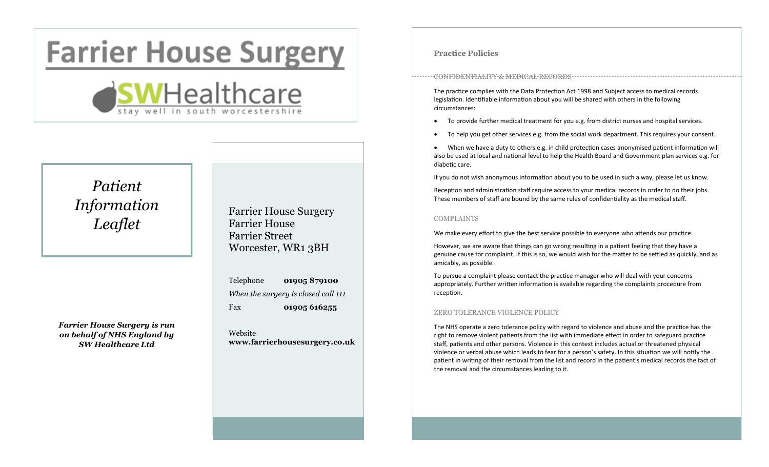# Farrier House Surgery

**SWHealthcare**
stay well in south worcestershire

*Patient Information Leaflet*

***Farrier House Surgery is run on behalf of NHS England by SW Healthcare Ltd***

Farrier House Surgery
Farrier House
Farrier Street
Worcester, WR1 3BH

Telephone **01905 879100**
*When the surgery is closed call 111*
Fax **01905 616255**

Website
**www.farrierhousesurgery.co.uk**

## Practice Policies

### CONFIDENTIALITY & MEDICAL RECORDS

The practice complies with the Data Protection Act 1998 and Subject access to medical records legislation. Identifiable information about you will be shared with others in the following circumstances:

- To provide further medical treatment for you e.g. from district nurses and hospital services.
- To help you get other services e.g. from the social work department. This requires your consent.
- When we have a duty to others e.g. in child protection cases anonymised patient information will also be used at local and national level to help the Health Board and Government plan services e.g. for diabetic care.

If you do not wish anonymous information about you to be used in such a way, please let us know.

Reception and administration staff require access to your medical records in order to do their jobs. These members of staff are bound by the same rules of confidentiality as the medical staff.

### COMPLAINTS

We make every effort to give the best service possible to everyone who attends our practice.

However, we are aware that things can go wrong resulting in a patient feeling that they have a genuine cause for complaint. If this is so, we would wish for the matter to be settled as quickly, and as amicably, as possible.

To pursue a complaint please contact the practice manager who will deal with your concerns appropriately. Further written information is available regarding the complaints procedure from reception.

### ZERO TOLERANCE VIOLENCE POLICY

The NHS operate a zero tolerance policy with regard to violence and abuse and the practice has the right to remove violent patients from the list with immediate effect in order to safeguard practice staff, patients and other persons. Violence in this context includes actual or threatened physical violence or verbal abuse which leads to fear for a person's safety. In this situation we will notify the patient in writing of their removal from the list and record in the patient's medical records the fact of the removal and the circumstances leading to it.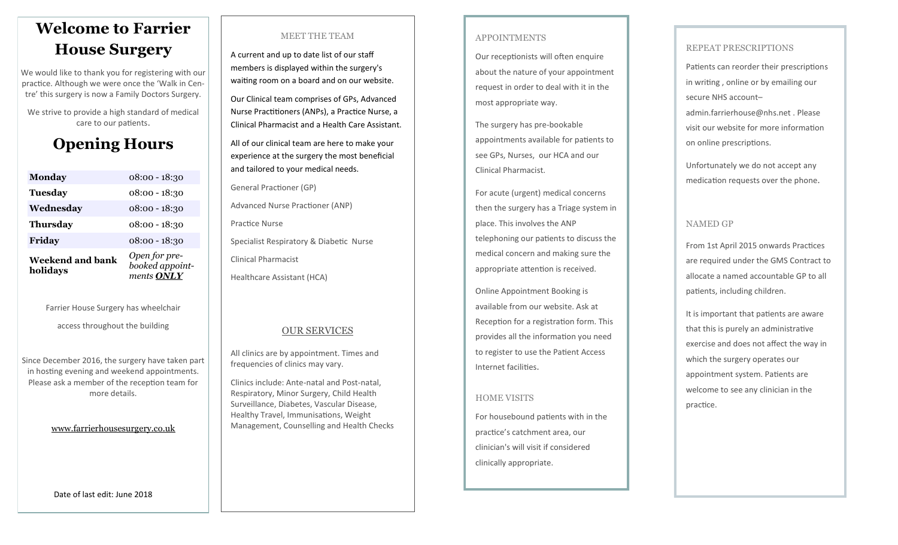# Welcome to Farrier House Surgery

We would like to thank you for registering with our practice. Although we were once the 'Walk in Centre' this surgery is now a Family Doctors Surgery.

We strive to provide a high standard of medical care to our patients.

# Opening Hours

| | |
|---|---|
| **Monday** | 08:00 - 18:30 |
| **Tuesday** | 08:00 - 18:30 |
| **Wednesday** | 08:00 - 18:30 |
| **Thursday** | 08:00 - 18:30 |
| **Friday** | 08:00 - 18:30 |
| **Weekend and bank holidays** | *Open for pre-booked appointments* ***ONLY*** |

Farrier House Surgery has wheelchair access throughout the building

Since December 2016, the surgery have taken part in hosting evening and weekend appointments. Please ask a member of the reception team for more details.

www.farrierhousesurgery.co.uk

Date of last edit: June 2018

## MEET THE TEAM

A current and up to date list of our staff members is displayed within the surgery's waiting room on a board and on our website.

Our Clinical team comprises of GPs, Advanced Nurse Practitioners (ANPs), a Practice Nurse, a Clinical Pharmacist and a Health Care Assistant.

All of our clinical team are here to make your experience at the surgery the most beneficial and tailored to your medical needs.

General Practioner (GP)

Advanced Nurse Practioner (ANP)

Practice Nurse

Specialist Respiratory & Diabetic Nurse

Clinical Pharmacist

Healthcare Assistant (HCA)

## OUR SERVICES

All clinics are by appointment. Times and frequencies of clinics may vary.

Clinics include: Ante-natal and Post-natal, Respiratory, Minor Surgery, Child Health Surveillance, Diabetes, Vascular Disease, Healthy Travel, Immunisations, Weight Management, Counselling and Health Checks

## APPOINTMENTS

Our receptionists will often enquire about the nature of your appointment request in order to deal with it in the most appropriate way.

The surgery has pre-bookable appointments available for patients to see GPs, Nurses, our HCA and our Clinical Pharmacist.

For acute (urgent) medical concerns then the surgery has a Triage system in place. This involves the ANP telephoning our patients to discuss the medical concern and making sure the appropriate attention is received.

Online Appointment Booking is available from our website. Ask at Reception for a registration form. This provides all the information you need to register to use the Patient Access Internet facilities.

## HOME VISITS

For housebound patients with in the practice's catchment area, our clinician's will visit if considered clinically appropriate.

## REPEAT PRESCRIPTIONS

Patients can reorder their prescriptions in writing , online or by emailing our secure NHS account– admin.farrierhouse@nhs.net . Please visit our website for more information on online prescriptions.

Unfortunately we do not accept any medication requests over the phone.

## NAMED GP

From 1st April 2015 onwards Practices are required under the GMS Contract to allocate a named accountable GP to all patients, including children.

It is important that patients are aware that this is purely an administrative exercise and does not affect the way in which the surgery operates our appointment system. Patients are welcome to see any clinician in the practice.